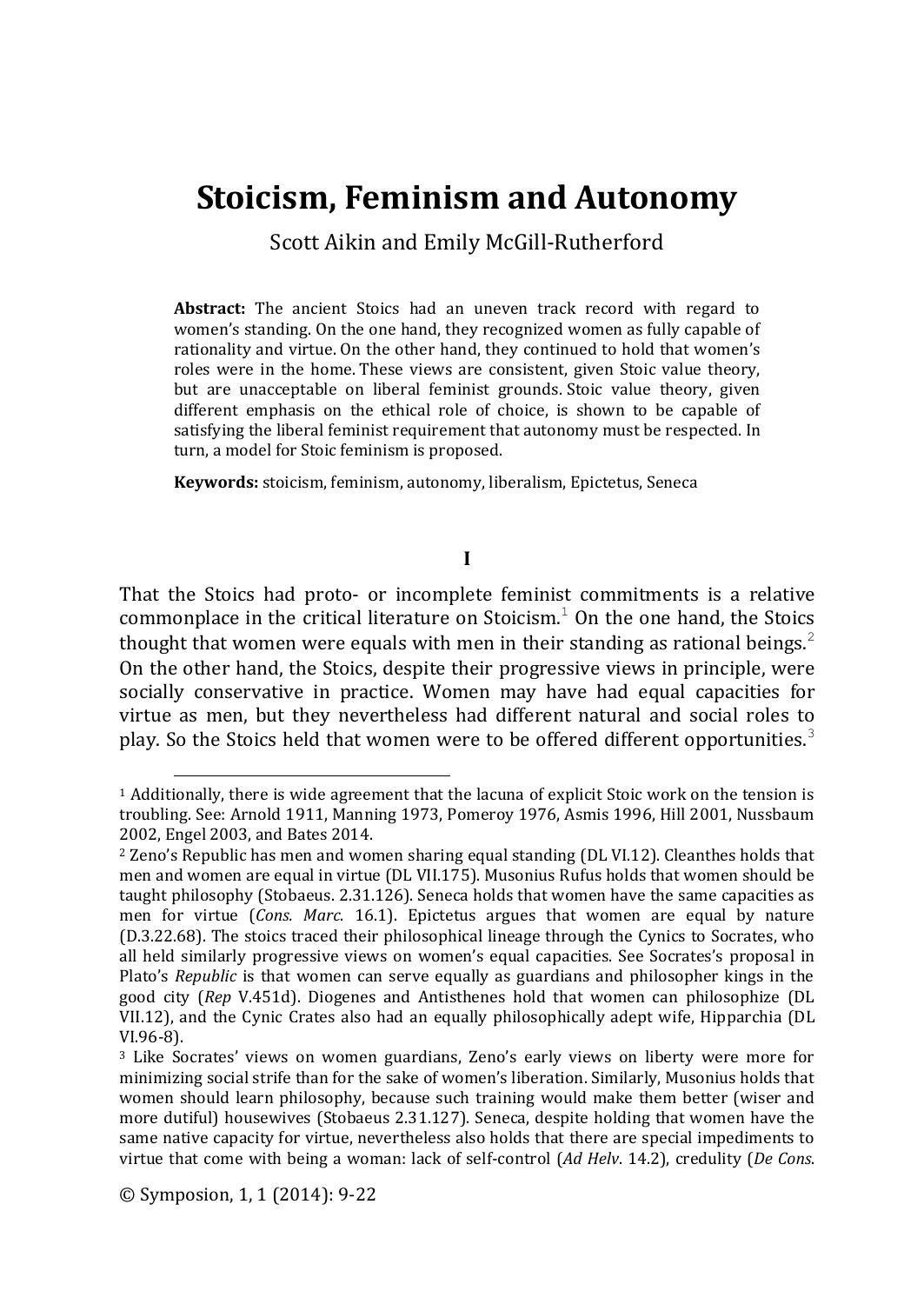# Stoicism, Feminism and Autonomy

Scott Aikin and Emily McGill-Rutherford

**Abstract:** The ancient Stoics had an uneven track record with regard to women's standing. On the one hand, they recognized women as fully capable of rationality and virtue. On the other hand, they continued to hold that women's roles were in the home. These views are consistent, given Stoic value theory, but are unacceptable on liberal feminist grounds. Stoic value theory, given different emphasis on the ethical role of choice, is shown to be capable of satisfying the liberal feminist requirement that autonomy must be respected. In turn, a model for Stoic feminism is proposed.

**Keywords:** stoicism, feminism, autonomy, liberalism, Epictetus, Seneca

## I

That the Stoics had proto- or incomplete feminist commitments is a relative commonplace in the critical literature on Stoicism.[1] On the one hand, the Stoics thought that women were equals with men in their standing as rational beings.[2] On the other hand, the Stoics, despite their progressive views in principle, were socially conservative in practice. Women may have had equal capacities for virtue as men, but they nevertheless had different natural and social roles to play. So the Stoics held that women were to be offered different opportunities.[3]

---

[1] Additionally, there is wide agreement that the lacuna of explicit Stoic work on the tension is troubling. See: Arnold 1911, Manning 1973, Pomeroy 1976, Asmis 1996, Hill 2001, Nussbaum 2002, Engel 2003, and Bates 2014.

[2] Zeno's Republic has men and women sharing equal standing (DL VI.12). Cleanthes holds that men and women are equal in virtue (DL VII.175). Musonius Rufus holds that women should be taught philosophy (Stobaeus. 2.31.126). Seneca holds that women have the same capacities as men for virtue (*Cons. Marc*. 16.1). Epictetus argues that women are equal by nature (D.3.22.68). The stoics traced their philosophical lineage through the Cynics to Socrates, who all held similarly progressive views on women's equal capacities. See Socrates's proposal in Plato's *Republic* is that women can serve equally as guardians and philosopher kings in the good city (*Rep* V.451d). Diogenes and Antisthenes hold that women can philosophize (DL VII.12), and the Cynic Crates also had an equally philosophically adept wife, Hipparchia (DL VI.96-8).

[3] Like Socrates' views on women guardians, Zeno's early views on liberty were more for minimizing social strife than for the sake of women's liberation. Similarly, Musonius holds that women should learn philosophy, because such training would make them better (wiser and more dutiful) housewives (Stobaeus 2.31.127). Seneca, despite holding that women have the same native capacity for virtue, nevertheless also holds that there are special impediments to virtue that come with being a woman: lack of self-control (*Ad Helv*. 14.2), credulity (*De Cons.*

© Symposion, 1, 1 (2014): 9-22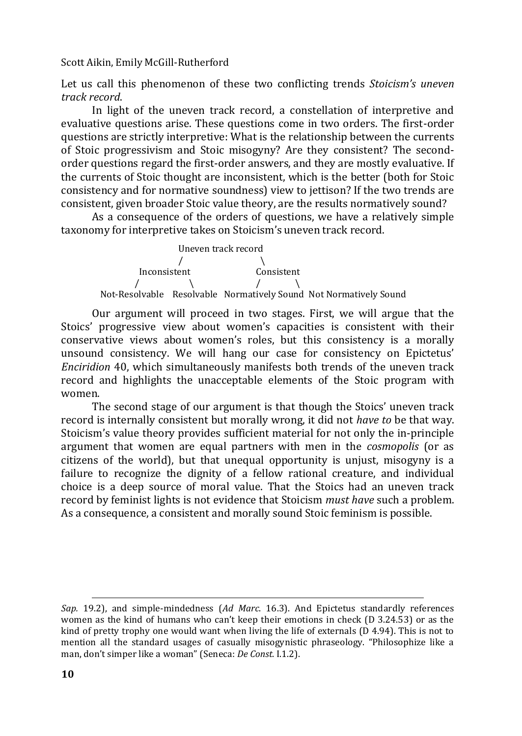Let us call this phenomenon of these two conflicting trends *Stoicism's uneven track record*.

In light of the uneven track record, a constellation of interpretive and evaluative questions arise. These questions come in two orders. The first-order questions are strictly interpretive: What is the relationship between the currents of Stoic progressivism and Stoic misogyny? Are they consistent? The second-order questions regard the first-order answers, and they are mostly evaluative. If the currents of Stoic thought are inconsistent, which is the better (both for Stoic consistency and for normative soundness) view to jettison? If the two trends are consistent, given broader Stoic value theory, are the results normatively sound?

As a consequence of the orders of questions, we have a relatively simple taxonomy for interpretive takes on Stoicism's uneven track record.

```
                     Uneven track record
                    /                   \
          Inconsistent                   Consistent
          /          \                   /         \
Not-Resolvable   Resolvable   Normatively Sound   Not Normatively Sound
```

Our argument will proceed in two stages. First, we will argue that the Stoics' progressive view about women's capacities is consistent with their conservative views about women's roles, but this consistency is a morally unsound consistency. We will hang our case for consistency on Epictetus' *Enciridion* 40, which simultaneously manifests both trends of the uneven track record and highlights the unacceptable elements of the Stoic program with women.

The second stage of our argument is that though the Stoics' uneven track record is internally consistent but morally wrong, it did not *have to* be that way. Stoicism's value theory provides sufficient material for not only the in-principle argument that women are equal partners with men in the *cosmopolis* (or as citizens of the world), but that unequal opportunity is unjust, misogyny is a failure to recognize the dignity of a fellow rational creature, and individual choice is a deep source of moral value. That the Stoics had an uneven track record by feminist lights is not evidence that Stoicism *must have* such a problem. As a consequence, a consistent and morally sound Stoic feminism is possible.

---

*Sap.* 19.2), and simple-mindedness (*Ad Marc*. 16.3). And Epictetus standardly references women as the kind of humans who can't keep their emotions in check (D 3.24.53) or as the kind of pretty trophy one would want when living the life of externals (D 4.94). This is not to mention all the standard usages of casually misogynistic phraseology. "Philosophize like a man, don't simper like a woman" (Seneca: *De Const.* I.1.2).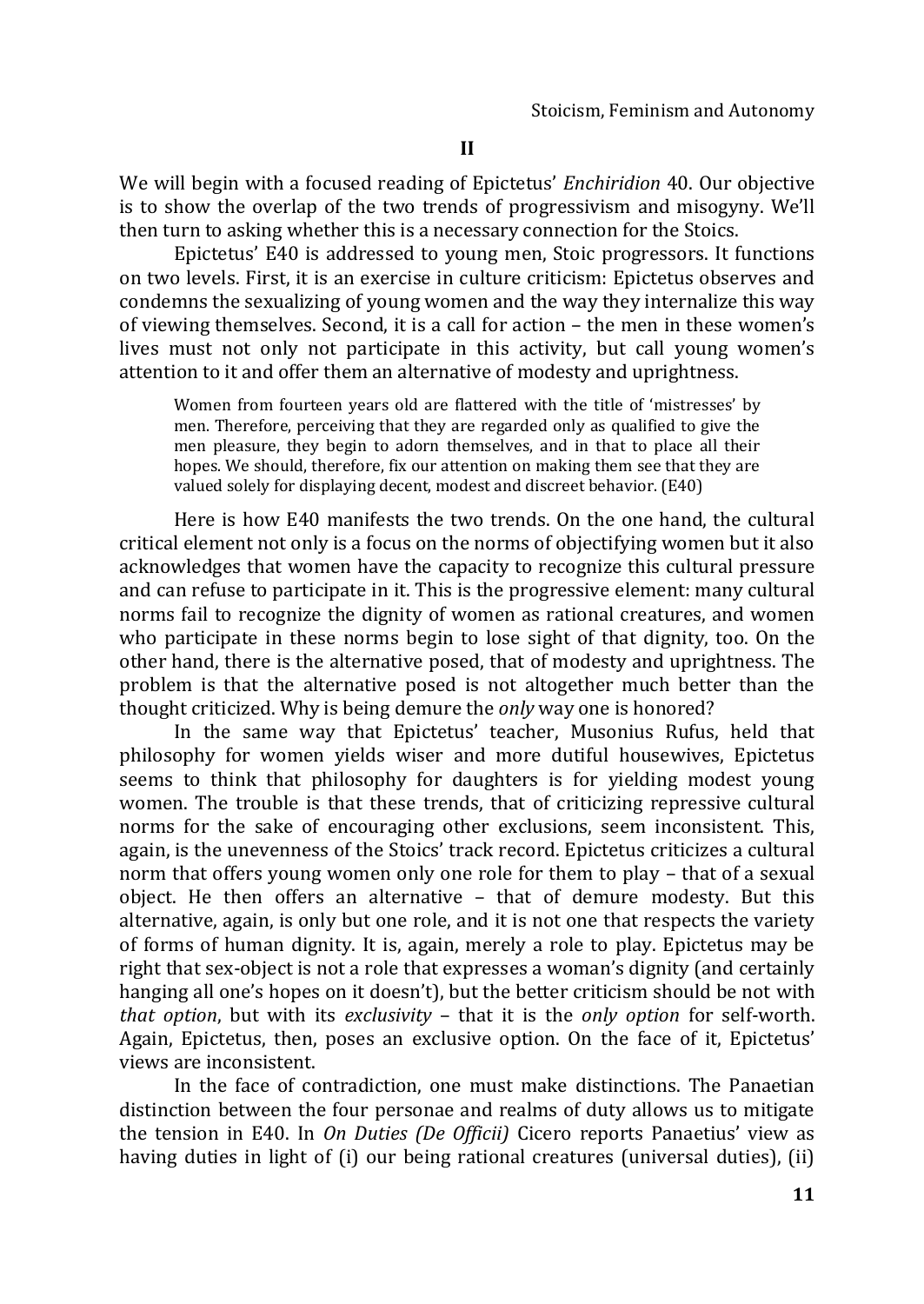## II

We will begin with a focused reading of Epictetus' *Enchiridion* 40. Our objective is to show the overlap of the two trends of progressivism and misogyny. We'll then turn to asking whether this is a necessary connection for the Stoics.

Epictetus' E40 is addressed to young men, Stoic progressors. It functions on two levels. First, it is an exercise in culture criticism: Epictetus observes and condemns the sexualizing of young women and the way they internalize this way of viewing themselves. Second, it is a call for action – the men in these women's lives must not only not participate in this activity, but call young women's attention to it and offer them an alternative of modesty and uprightness.

> Women from fourteen years old are flattered with the title of 'mistresses' by men. Therefore, perceiving that they are regarded only as qualified to give the men pleasure, they begin to adorn themselves, and in that to place all their hopes. We should, therefore, fix our attention on making them see that they are valued solely for displaying decent, modest and discreet behavior. (E40)

Here is how E40 manifests the two trends. On the one hand, the cultural critical element not only is a focus on the norms of objectifying women but it also acknowledges that women have the capacity to recognize this cultural pressure and can refuse to participate in it. This is the progressive element: many cultural norms fail to recognize the dignity of women as rational creatures, and women who participate in these norms begin to lose sight of that dignity, too. On the other hand, there is the alternative posed, that of modesty and uprightness. The problem is that the alternative posed is not altogether much better than the thought criticized. Why is being demure the *only* way one is honored?

In the same way that Epictetus' teacher, Musonius Rufus, held that philosophy for women yields wiser and more dutiful housewives, Epictetus seems to think that philosophy for daughters is for yielding modest young women. The trouble is that these trends, that of criticizing repressive cultural norms for the sake of encouraging other exclusions, seem inconsistent. This, again, is the unevenness of the Stoics' track record. Epictetus criticizes a cultural norm that offers young women only one role for them to play – that of a sexual object. He then offers an alternative – that of demure modesty. But this alternative, again, is only but one role, and it is not one that respects the variety of forms of human dignity. It is, again, merely a role to play. Epictetus may be right that sex-object is not a role that expresses a woman's dignity (and certainly hanging all one's hopes on it doesn't), but the better criticism should be not with *that option*, but with its *exclusivity* – that it is the *only option* for self-worth. Again, Epictetus, then, poses an exclusive option. On the face of it, Epictetus' views are inconsistent.

In the face of contradiction, one must make distinctions. The Panaetian distinction between the four personae and realms of duty allows us to mitigate the tension in E40. In *On Duties (De Officii)* Cicero reports Panaetius' view as having duties in light of (i) our being rational creatures (universal duties), (ii)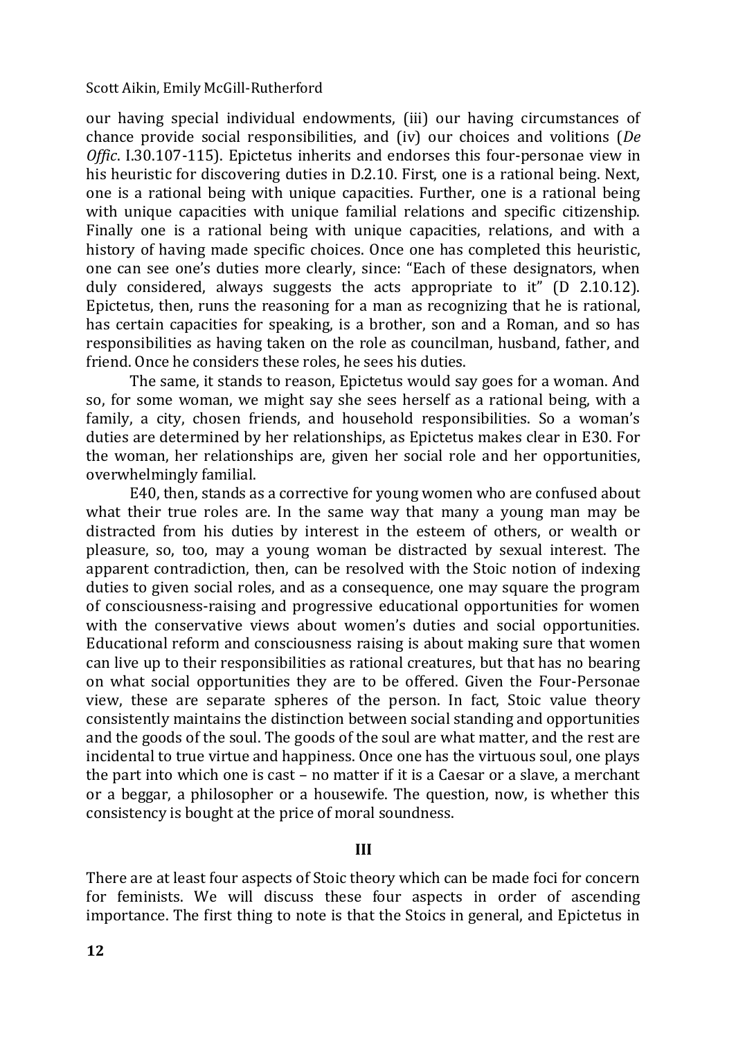our having special individual endowments, (iii) our having circumstances of chance provide social responsibilities, and (iv) our choices and volitions (*De Offic*. I.30.107-115). Epictetus inherits and endorses this four-personae view in his heuristic for discovering duties in D.2.10. First, one is a rational being. Next, one is a rational being with unique capacities. Further, one is a rational being with unique capacities with unique familial relations and specific citizenship. Finally one is a rational being with unique capacities, relations, and with a history of having made specific choices. Once one has completed this heuristic, one can see one's duties more clearly, since: "Each of these designators, when duly considered, always suggests the acts appropriate to it" (D 2.10.12). Epictetus, then, runs the reasoning for a man as recognizing that he is rational, has certain capacities for speaking, is a brother, son and a Roman, and so has responsibilities as having taken on the role as councilman, husband, father, and friend. Once he considers these roles, he sees his duties.

The same, it stands to reason, Epictetus would say goes for a woman. And so, for some woman, we might say she sees herself as a rational being, with a family, a city, chosen friends, and household responsibilities. So a woman's duties are determined by her relationships, as Epictetus makes clear in E30. For the woman, her relationships are, given her social role and her opportunities, overwhelmingly familial.

E40, then, stands as a corrective for young women who are confused about what their true roles are. In the same way that many a young man may be distracted from his duties by interest in the esteem of others, or wealth or pleasure, so, too, may a young woman be distracted by sexual interest. The apparent contradiction, then, can be resolved with the Stoic notion of indexing duties to given social roles, and as a consequence, one may square the program of consciousness-raising and progressive educational opportunities for women with the conservative views about women's duties and social opportunities. Educational reform and consciousness raising is about making sure that women can live up to their responsibilities as rational creatures, but that has no bearing on what social opportunities they are to be offered. Given the Four-Personae view, these are separate spheres of the person. In fact, Stoic value theory consistently maintains the distinction between social standing and opportunities and the goods of the soul. The goods of the soul are what matter, and the rest are incidental to true virtue and happiness. Once one has the virtuous soul, one plays the part into which one is cast – no matter if it is a Caesar or a slave, a merchant or a beggar, a philosopher or a housewife. The question, now, is whether this consistency is bought at the price of moral soundness.

## III

There are at least four aspects of Stoic theory which can be made foci for concern for feminists. We will discuss these four aspects in order of ascending importance. The first thing to note is that the Stoics in general, and Epictetus in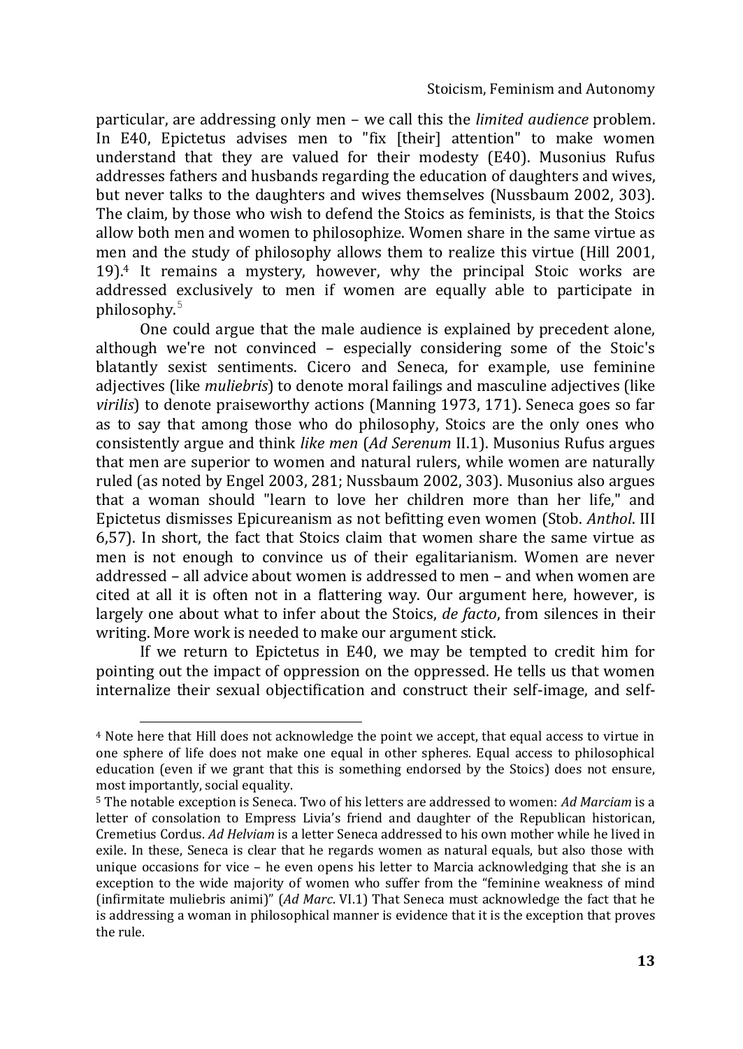particular, are addressing only men – we call this the *limited audience* problem. In E40, Epictetus advises men to "fix [their] attention" to make women understand that they are valued for their modesty (E40). Musonius Rufus addresses fathers and husbands regarding the education of daughters and wives, but never talks to the daughters and wives themselves (Nussbaum 2002, 303). The claim, by those who wish to defend the Stoics as feminists, is that the Stoics allow both men and women to philosophize. Women share in the same virtue as men and the study of philosophy allows them to realize this virtue (Hill 2001, 19).[4] It remains a mystery, however, why the principal Stoic works are addressed exclusively to men if women are equally able to participate in philosophy.[5]

One could argue that the male audience is explained by precedent alone, although we're not convinced – especially considering some of the Stoic's blatantly sexist sentiments. Cicero and Seneca, for example, use feminine adjectives (like *muliebris*) to denote moral failings and masculine adjectives (like *virilis*) to denote praiseworthy actions (Manning 1973, 171). Seneca goes so far as to say that among those who do philosophy, Stoics are the only ones who consistently argue and think *like men* (*Ad Serenum* II.1). Musonius Rufus argues that men are superior to women and natural rulers, while women are naturally ruled (as noted by Engel 2003, 281; Nussbaum 2002, 303). Musonius also argues that a woman should "learn to love her children more than her life," and Epictetus dismisses Epicureanism as not befitting even women (Stob. *Anthol*. III 6,57). In short, the fact that Stoics claim that women share the same virtue as men is not enough to convince us of their egalitarianism. Women are never addressed – all advice about women is addressed to men – and when women are cited at all it is often not in a flattering way. Our argument here, however, is largely one about what to infer about the Stoics, *de facto*, from silences in their writing. More work is needed to make our argument stick.

If we return to Epictetus in E40, we may be tempted to credit him for pointing out the impact of oppression on the oppressed. He tells us that women internalize their sexual objectification and construct their self-image, and self-

---

[4] Note here that Hill does not acknowledge the point we accept, that equal access to virtue in one sphere of life does not make one equal in other spheres. Equal access to philosophical education (even if we grant that this is something endorsed by the Stoics) does not ensure, most importantly, social equality.

[5] The notable exception is Seneca. Two of his letters are addressed to women: *Ad Marciam* is a letter of consolation to Empress Livia's friend and daughter of the Republican historican, Cremetius Cordus. *Ad Helviam* is a letter Seneca addressed to his own mother while he lived in exile. In these, Seneca is clear that he regards women as natural equals, but also those with unique occasions for vice – he even opens his letter to Marcia acknowledging that she is an exception to the wide majority of women who suffer from the "feminine weakness of mind (infirmitate muliebris animi)" (*Ad Marc*. VI.1) That Seneca must acknowledge the fact that he is addressing a woman in philosophical manner is evidence that it is the exception that proves the rule.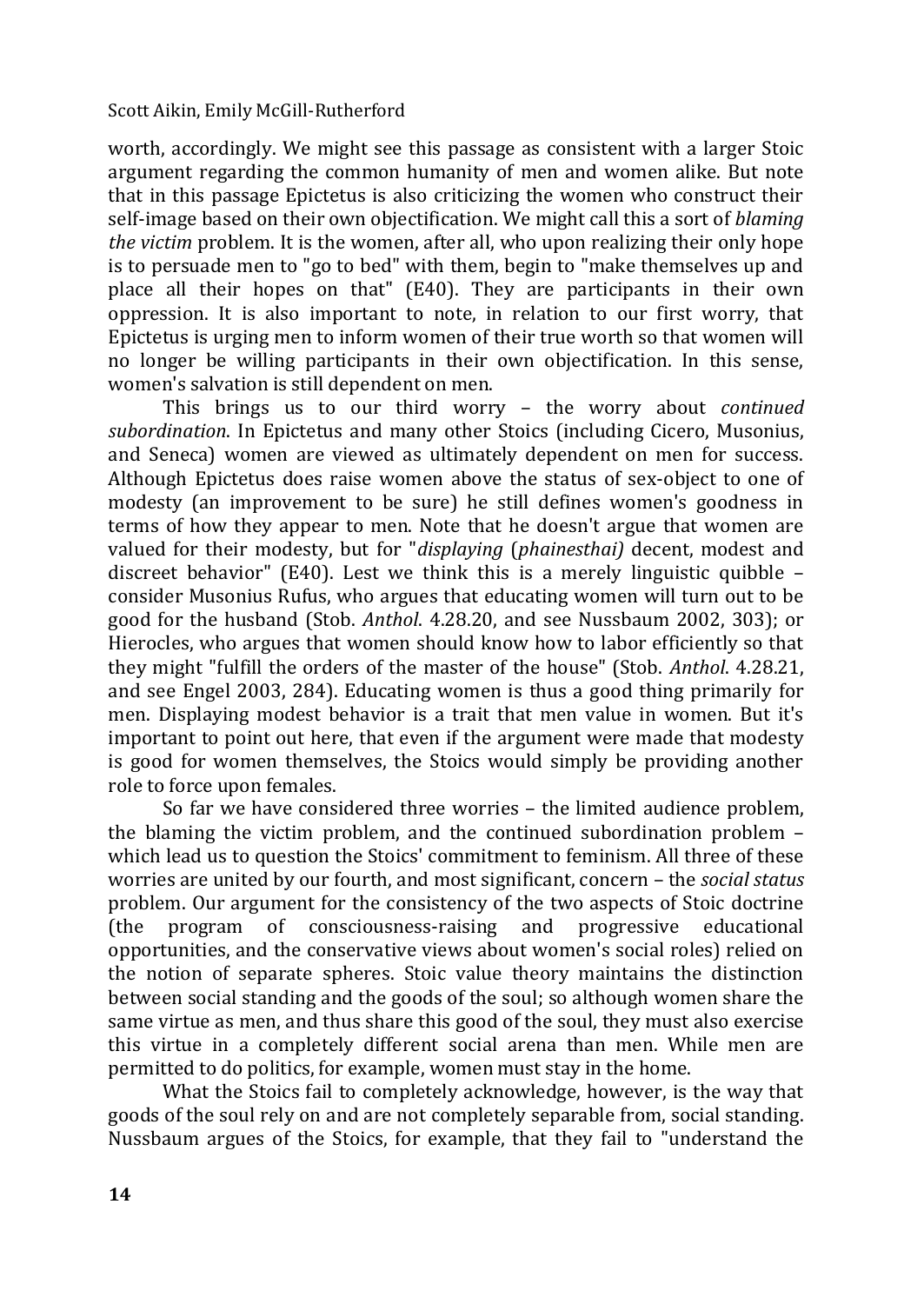worth, accordingly. We might see this passage as consistent with a larger Stoic argument regarding the common humanity of men and women alike. But note that in this passage Epictetus is also criticizing the women who construct their self-image based on their own objectification. We might call this a sort of *blaming the victim* problem. It is the women, after all, who upon realizing their only hope is to persuade men to "go to bed" with them, begin to "make themselves up and place all their hopes on that" (E40). They are participants in their own oppression. It is also important to note, in relation to our first worry, that Epictetus is urging men to inform women of their true worth so that women will no longer be willing participants in their own objectification. In this sense, women's salvation is still dependent on men.

This brings us to our third worry – the worry about *continued subordination*. In Epictetus and many other Stoics (including Cicero, Musonius, and Seneca) women are viewed as ultimately dependent on men for success. Although Epictetus does raise women above the status of sex-object to one of modesty (an improvement to be sure) he still defines women's goodness in terms of how they appear to men. Note that he doesn't argue that women are valued for their modesty, but for "*displaying* (*phainesthai)* decent, modest and discreet behavior" (E40). Lest we think this is a merely linguistic quibble – consider Musonius Rufus, who argues that educating women will turn out to be good for the husband (Stob. *Anthol*. 4.28.20, and see Nussbaum 2002, 303); or Hierocles, who argues that women should know how to labor efficiently so that they might "fulfill the orders of the master of the house" (Stob. *Anthol*. 4.28.21, and see Engel 2003, 284). Educating women is thus a good thing primarily for men. Displaying modest behavior is a trait that men value in women. But it's important to point out here, that even if the argument were made that modesty is good for women themselves, the Stoics would simply be providing another role to force upon females.

So far we have considered three worries – the limited audience problem, the blaming the victim problem, and the continued subordination problem – which lead us to question the Stoics' commitment to feminism. All three of these worries are united by our fourth, and most significant, concern – the *social status* problem. Our argument for the consistency of the two aspects of Stoic doctrine (the program of consciousness-raising and progressive educational opportunities, and the conservative views about women's social roles) relied on the notion of separate spheres. Stoic value theory maintains the distinction between social standing and the goods of the soul; so although women share the same virtue as men, and thus share this good of the soul, they must also exercise this virtue in a completely different social arena than men. While men are permitted to do politics, for example, women must stay in the home.

What the Stoics fail to completely acknowledge, however, is the way that goods of the soul rely on and are not completely separable from, social standing. Nussbaum argues of the Stoics, for example, that they fail to "understand the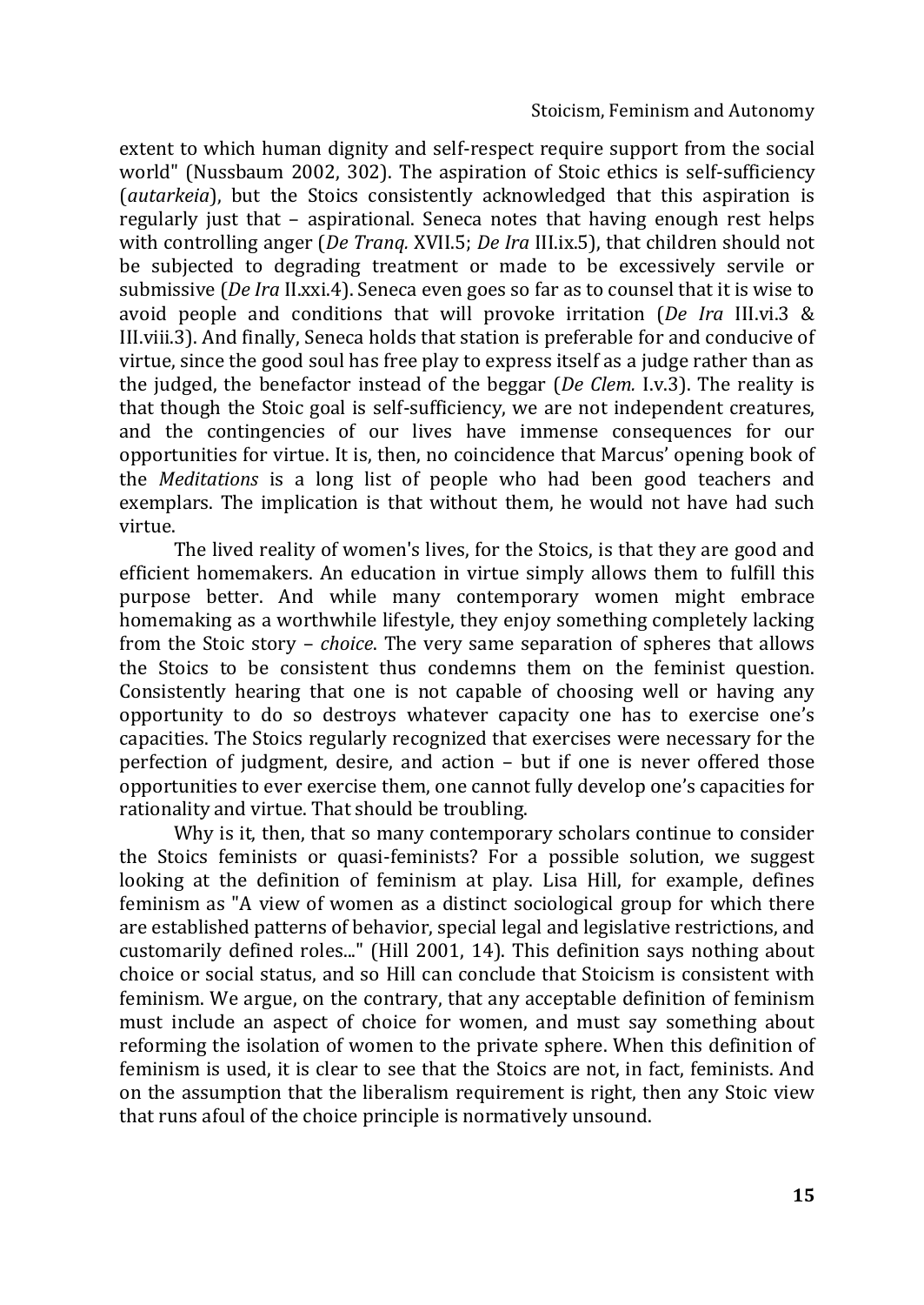extent to which human dignity and self-respect require support from the social world" (Nussbaum 2002, 302). The aspiration of Stoic ethics is self-sufficiency (*autarkeia*), but the Stoics consistently acknowledged that this aspiration is regularly just that – aspirational. Seneca notes that having enough rest helps with controlling anger (*De Tranq.* XVII.5; *De Ira* III.ix.5), that children should not be subjected to degrading treatment or made to be excessively servile or submissive (*De Ira* II.xxi.4). Seneca even goes so far as to counsel that it is wise to avoid people and conditions that will provoke irritation (*De Ira* III.vi.3 & III.viii.3). And finally, Seneca holds that station is preferable for and conducive of virtue, since the good soul has free play to express itself as a judge rather than as the judged, the benefactor instead of the beggar (*De Clem.* I.v.3). The reality is that though the Stoic goal is self-sufficiency, we are not independent creatures, and the contingencies of our lives have immense consequences for our opportunities for virtue. It is, then, no coincidence that Marcus' opening book of the *Meditations* is a long list of people who had been good teachers and exemplars. The implication is that without them, he would not have had such virtue.

The lived reality of women's lives, for the Stoics, is that they are good and efficient homemakers. An education in virtue simply allows them to fulfill this purpose better. And while many contemporary women might embrace homemaking as a worthwhile lifestyle, they enjoy something completely lacking from the Stoic story – *choice*. The very same separation of spheres that allows the Stoics to be consistent thus condemns them on the feminist question. Consistently hearing that one is not capable of choosing well or having any opportunity to do so destroys whatever capacity one has to exercise one's capacities. The Stoics regularly recognized that exercises were necessary for the perfection of judgment, desire, and action – but if one is never offered those opportunities to ever exercise them, one cannot fully develop one's capacities for rationality and virtue. That should be troubling.

Why is it, then, that so many contemporary scholars continue to consider the Stoics feminists or quasi-feminists? For a possible solution, we suggest looking at the definition of feminism at play. Lisa Hill, for example, defines feminism as "A view of women as a distinct sociological group for which there are established patterns of behavior, special legal and legislative restrictions, and customarily defined roles..." (Hill 2001, 14). This definition says nothing about choice or social status, and so Hill can conclude that Stoicism is consistent with feminism. We argue, on the contrary, that any acceptable definition of feminism must include an aspect of choice for women, and must say something about reforming the isolation of women to the private sphere. When this definition of feminism is used, it is clear to see that the Stoics are not, in fact, feminists. And on the assumption that the liberalism requirement is right, then any Stoic view that runs afoul of the choice principle is normatively unsound.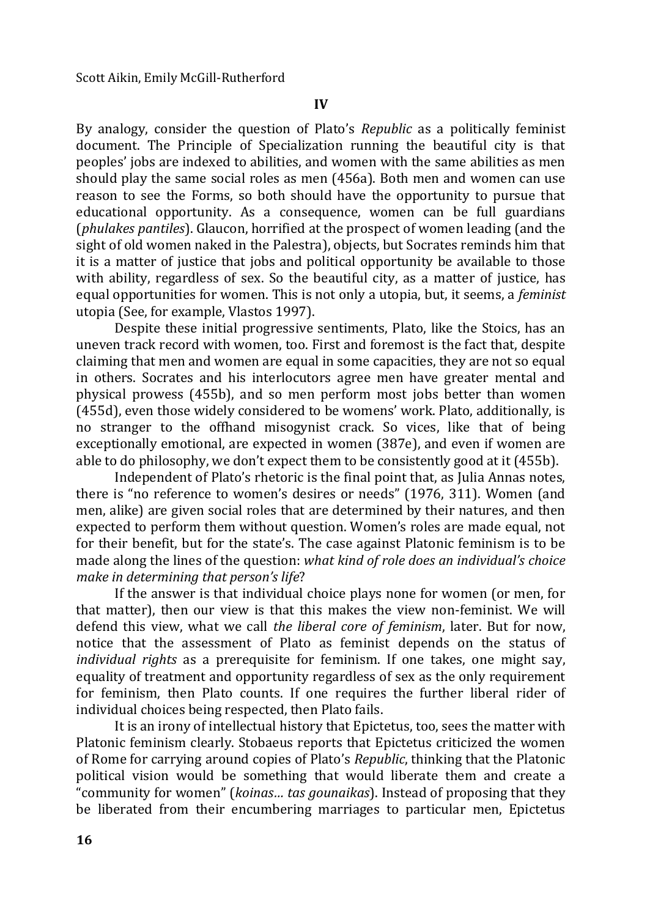## IV

By analogy, consider the question of Plato's *Republic* as a politically feminist document. The Principle of Specialization running the beautiful city is that peoples' jobs are indexed to abilities, and women with the same abilities as men should play the same social roles as men (456a). Both men and women can use reason to see the Forms, so both should have the opportunity to pursue that educational opportunity. As a consequence, women can be full guardians (*phulakes pantiles*). Glaucon, horrified at the prospect of women leading (and the sight of old women naked in the Palestra), objects, but Socrates reminds him that it is a matter of justice that jobs and political opportunity be available to those with ability, regardless of sex. So the beautiful city, as a matter of justice, has equal opportunities for women. This is not only a utopia, but, it seems, a *feminist* utopia (See, for example, Vlastos 1997).

Despite these initial progressive sentiments, Plato, like the Stoics, has an uneven track record with women, too. First and foremost is the fact that, despite claiming that men and women are equal in some capacities, they are not so equal in others. Socrates and his interlocutors agree men have greater mental and physical prowess (455b), and so men perform most jobs better than women (455d), even those widely considered to be womens' work. Plato, additionally, is no stranger to the offhand misogynist crack. So vices, like that of being exceptionally emotional, are expected in women (387e), and even if women are able to do philosophy, we don't expect them to be consistently good at it (455b).

Independent of Plato's rhetoric is the final point that, as Julia Annas notes, there is "no reference to women's desires or needs" (1976, 311). Women (and men, alike) are given social roles that are determined by their natures, and then expected to perform them without question. Women's roles are made equal, not for their benefit, but for the state's. The case against Platonic feminism is to be made along the lines of the question: *what kind of role does an individual's choice make in determining that person's life*?

If the answer is that individual choice plays none for women (or men, for that matter), then our view is that this makes the view non-feminist. We will defend this view, what we call *the liberal core of feminism*, later. But for now, notice that the assessment of Plato as feminist depends on the status of *individual rights* as a prerequisite for feminism. If one takes, one might say, equality of treatment and opportunity regardless of sex as the only requirement for feminism, then Plato counts. If one requires the further liberal rider of individual choices being respected, then Plato fails.

It is an irony of intellectual history that Epictetus, too, sees the matter with Platonic feminism clearly. Stobaeus reports that Epictetus criticized the women of Rome for carrying around copies of Plato's *Republic*, thinking that the Platonic political vision would be something that would liberate them and create a "community for women" (*koinas… tas gounaikas*). Instead of proposing that they be liberated from their encumbering marriages to particular men, Epictetus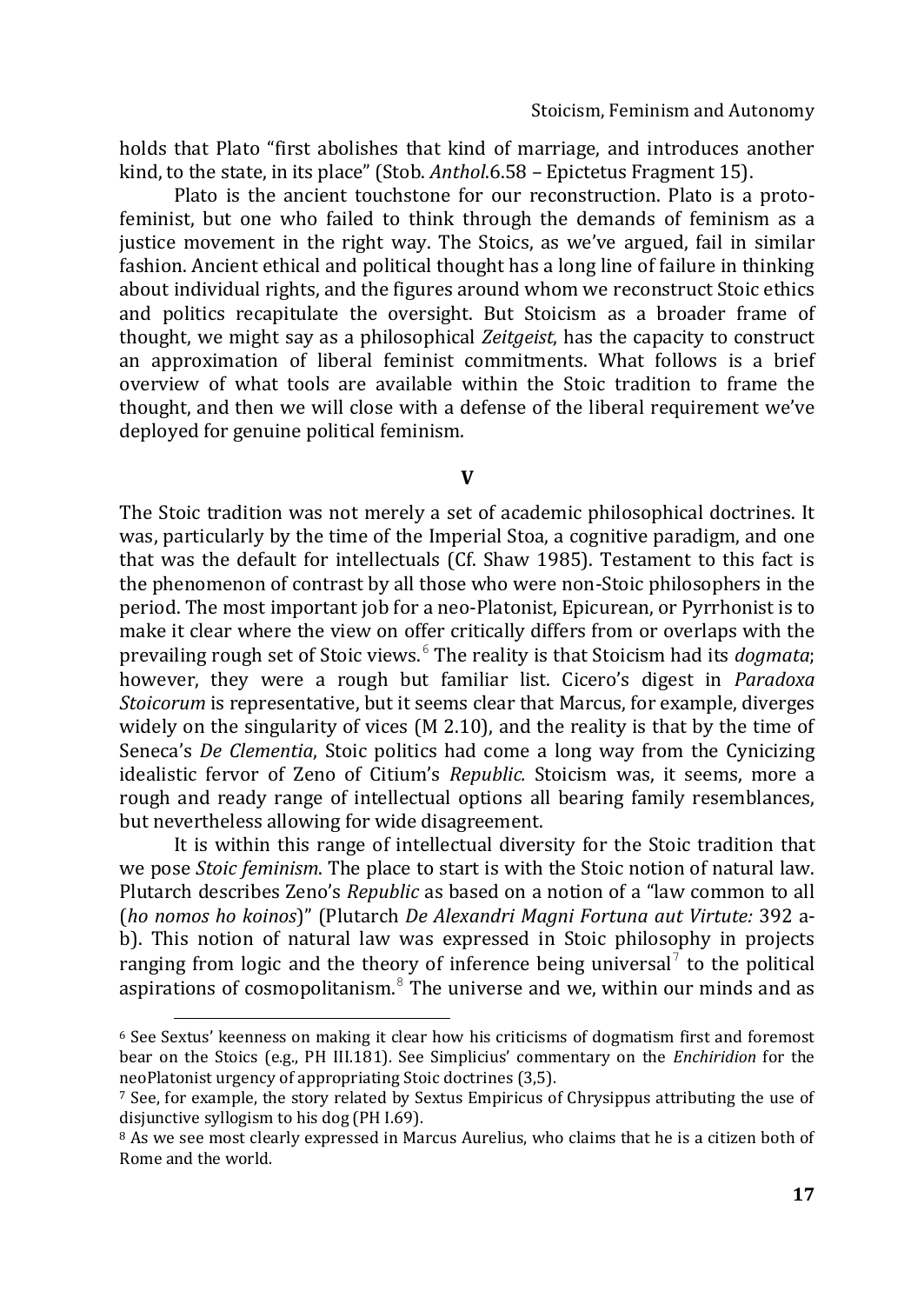holds that Plato "first abolishes that kind of marriage, and introduces another kind, to the state, in its place" (Stob. *Anthol.*6.58 – Epictetus Fragment 15).

Plato is the ancient touchstone for our reconstruction. Plato is a proto-feminist, but one who failed to think through the demands of feminism as a justice movement in the right way. The Stoics, as we've argued, fail in similar fashion. Ancient ethical and political thought has a long line of failure in thinking about individual rights, and the figures around whom we reconstruct Stoic ethics and politics recapitulate the oversight. But Stoicism as a broader frame of thought, we might say as a philosophical *Zeitgeist*, has the capacity to construct an approximation of liberal feminist commitments. What follows is a brief overview of what tools are available within the Stoic tradition to frame the thought, and then we will close with a defense of the liberal requirement we've deployed for genuine political feminism.

## V

The Stoic tradition was not merely a set of academic philosophical doctrines. It was, particularly by the time of the Imperial Stoa, a cognitive paradigm, and one that was the default for intellectuals (Cf. Shaw 1985). Testament to this fact is the phenomenon of contrast by all those who were non-Stoic philosophers in the period. The most important job for a neo-Platonist, Epicurean, or Pyrrhonist is to make it clear where the view on offer critically differs from or overlaps with the prevailing rough set of Stoic views.[6] The reality is that Stoicism had its *dogmata*; however, they were a rough but familiar list. Cicero's digest in *Paradoxa Stoicorum* is representative, but it seems clear that Marcus, for example, diverges widely on the singularity of vices (M 2.10), and the reality is that by the time of Seneca's *De Clementia*, Stoic politics had come a long way from the Cynicizing idealistic fervor of Zeno of Citium's *Republic.* Stoicism was, it seems, more a rough and ready range of intellectual options all bearing family resemblances, but nevertheless allowing for wide disagreement.

It is within this range of intellectual diversity for the Stoic tradition that we pose *Stoic feminism*. The place to start is with the Stoic notion of natural law. Plutarch describes Zeno's *Republic* as based on a notion of a "law common to all (*ho nomos ho koinos*)" (Plutarch *De Alexandri Magni Fortuna aut Virtute:* 392 a-b). This notion of natural law was expressed in Stoic philosophy in projects ranging from logic and the theory of inference being universal[7] to the political aspirations of cosmopolitanism.[8] The universe and we, within our minds and as

[6] See Sextus' keenness on making it clear how his criticisms of dogmatism first and foremost bear on the Stoics (e.g., PH III.181). See Simplicius' commentary on the *Enchiridion* for the neoPlatonist urgency of appropriating Stoic doctrines (3,5).

[7] See, for example, the story related by Sextus Empiricus of Chrysippus attributing the use of disjunctive syllogism to his dog (PH I.69).

[8] As we see most clearly expressed in Marcus Aurelius, who claims that he is a citizen both of Rome and the world.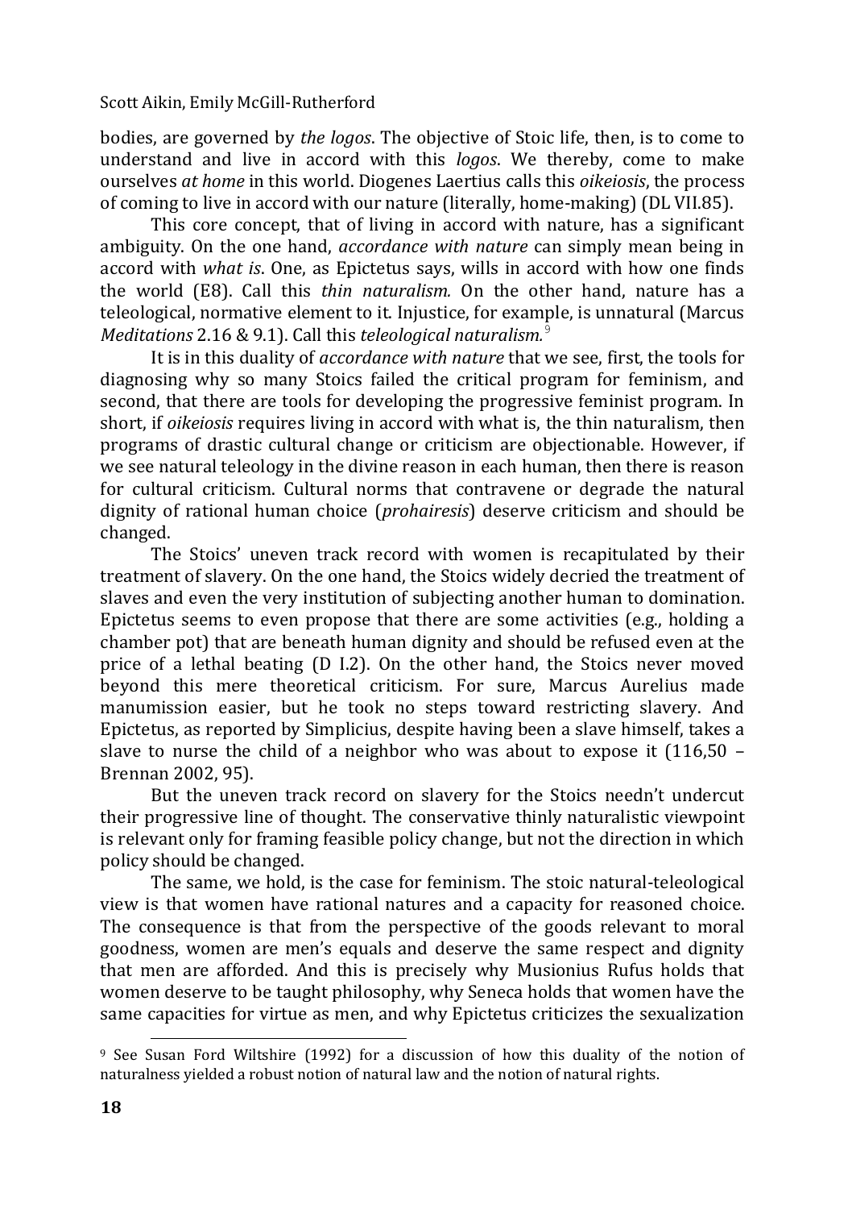bodies, are governed by *the logos*. The objective of Stoic life, then, is to come to understand and live in accord with this *logos*. We thereby, come to make ourselves *at home* in this world. Diogenes Laertius calls this *oikeiosis*, the process of coming to live in accord with our nature (literally, home-making) (DL VII.85).

This core concept, that of living in accord with nature, has a significant ambiguity. On the one hand, *accordance with nature* can simply mean being in accord with *what is*. One, as Epictetus says, wills in accord with how one finds the world (E8). Call this *thin naturalism.* On the other hand, nature has a teleological, normative element to it. Injustice, for example, is unnatural (Marcus *Meditations* 2.16 & 9.1). Call this *teleological naturalism.*[9]

It is in this duality of *accordance with nature* that we see, first, the tools for diagnosing why so many Stoics failed the critical program for feminism, and second, that there are tools for developing the progressive feminist program. In short, if *oikeiosis* requires living in accord with what is, the thin naturalism, then programs of drastic cultural change or criticism are objectionable. However, if we see natural teleology in the divine reason in each human, then there is reason for cultural criticism. Cultural norms that contravene or degrade the natural dignity of rational human choice (*prohairesis*) deserve criticism and should be changed.

The Stoics' uneven track record with women is recapitulated by their treatment of slavery. On the one hand, the Stoics widely decried the treatment of slaves and even the very institution of subjecting another human to domination. Epictetus seems to even propose that there are some activities (e.g., holding a chamber pot) that are beneath human dignity and should be refused even at the price of a lethal beating (D I.2). On the other hand, the Stoics never moved beyond this mere theoretical criticism. For sure, Marcus Aurelius made manumission easier, but he took no steps toward restricting slavery. And Epictetus, as reported by Simplicius, despite having been a slave himself, takes a slave to nurse the child of a neighbor who was about to expose it (116,50 – Brennan 2002, 95).

But the uneven track record on slavery for the Stoics needn't undercut their progressive line of thought. The conservative thinly naturalistic viewpoint is relevant only for framing feasible policy change, but not the direction in which policy should be changed.

The same, we hold, is the case for feminism. The stoic natural-teleological view is that women have rational natures and a capacity for reasoned choice. The consequence is that from the perspective of the goods relevant to moral goodness, women are men's equals and deserve the same respect and dignity that men are afforded. And this is precisely why Musionius Rufus holds that women deserve to be taught philosophy, why Seneca holds that women have the same capacities for virtue as men, and why Epictetus criticizes the sexualization

[9] See Susan Ford Wiltshire (1992) for a discussion of how this duality of the notion of naturalness yielded a robust notion of natural law and the notion of natural rights.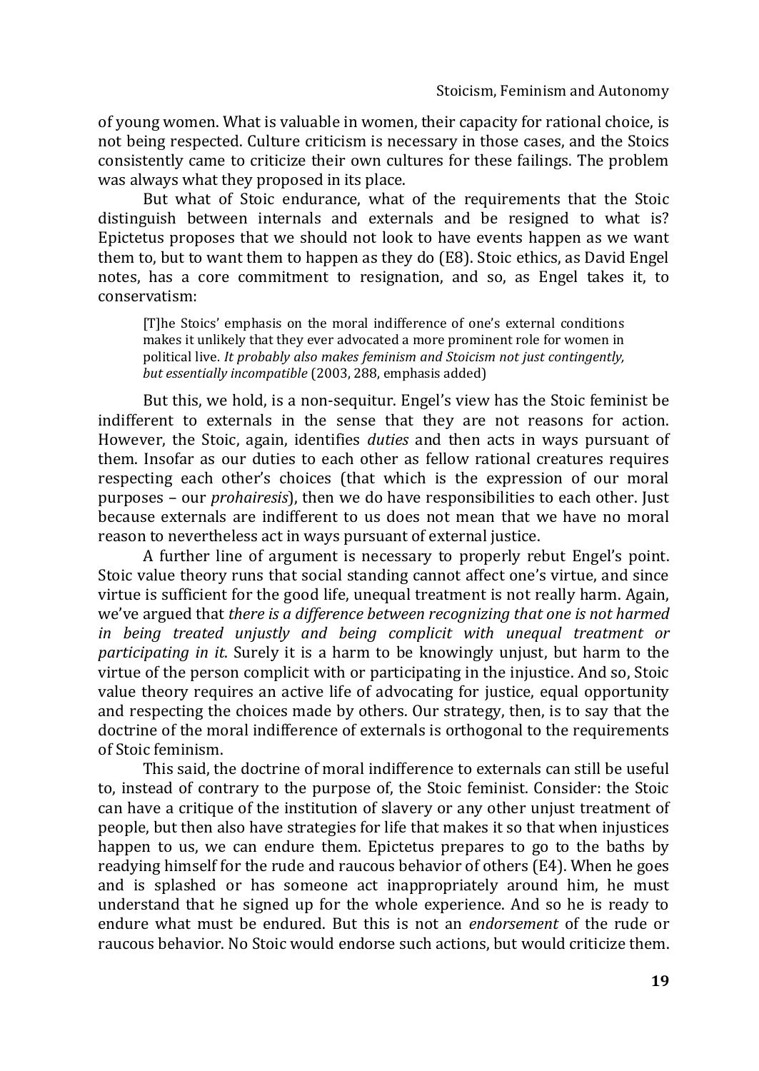of young women. What is valuable in women, their capacity for rational choice, is not being respected. Culture criticism is necessary in those cases, and the Stoics consistently came to criticize their own cultures for these failings. The problem was always what they proposed in its place.

But what of Stoic endurance, what of the requirements that the Stoic distinguish between internals and externals and be resigned to what is? Epictetus proposes that we should not look to have events happen as we want them to, but to want them to happen as they do (E8). Stoic ethics, as David Engel notes, has a core commitment to resignation, and so, as Engel takes it, to conservatism:

> [T]he Stoics' emphasis on the moral indifference of one's external conditions makes it unlikely that they ever advocated a more prominent role for women in political live. *It probably also makes feminism and Stoicism not just contingently, but essentially incompatible* (2003, 288, emphasis added)

But this, we hold, is a non-sequitur. Engel's view has the Stoic feminist be indifferent to externals in the sense that they are not reasons for action. However, the Stoic, again, identifies *duties* and then acts in ways pursuant of them. Insofar as our duties to each other as fellow rational creatures requires respecting each other's choices (that which is the expression of our moral purposes – our *prohairesis*), then we do have responsibilities to each other. Just because externals are indifferent to us does not mean that we have no moral reason to nevertheless act in ways pursuant of external justice.

A further line of argument is necessary to properly rebut Engel's point. Stoic value theory runs that social standing cannot affect one's virtue, and since virtue is sufficient for the good life, unequal treatment is not really harm. Again, we've argued that *there is a difference between recognizing that one is not harmed in being treated unjustly and being complicit with unequal treatment or participating in it*. Surely it is a harm to be knowingly unjust, but harm to the virtue of the person complicit with or participating in the injustice. And so, Stoic value theory requires an active life of advocating for justice, equal opportunity and respecting the choices made by others. Our strategy, then, is to say that the doctrine of the moral indifference of externals is orthogonal to the requirements of Stoic feminism.

This said, the doctrine of moral indifference to externals can still be useful to, instead of contrary to the purpose of, the Stoic feminist. Consider: the Stoic can have a critique of the institution of slavery or any other unjust treatment of people, but then also have strategies for life that makes it so that when injustices happen to us, we can endure them. Epictetus prepares to go to the baths by readying himself for the rude and raucous behavior of others (E4). When he goes and is splashed or has someone act inappropriately around him, he must understand that he signed up for the whole experience. And so he is ready to endure what must be endured. But this is not an *endorsement* of the rude or raucous behavior. No Stoic would endorse such actions, but would criticize them.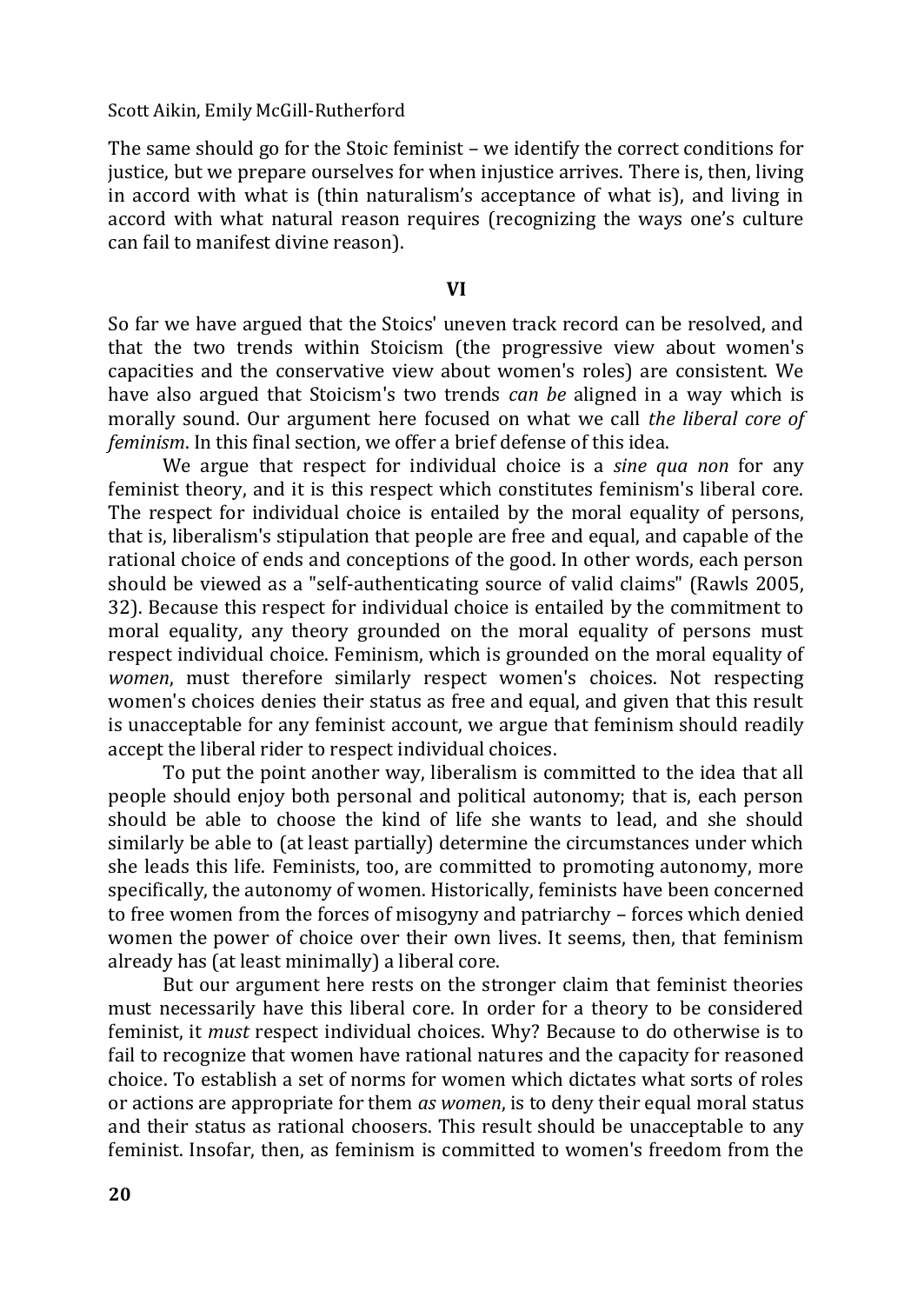The same should go for the Stoic feminist – we identify the correct conditions for justice, but we prepare ourselves for when injustice arrives. There is, then, living in accord with what is (thin naturalism's acceptance of what is), and living in accord with what natural reason requires (recognizing the ways one's culture can fail to manifest divine reason).

## VI

So far we have argued that the Stoics' uneven track record can be resolved, and that the two trends within Stoicism (the progressive view about women's capacities and the conservative view about women's roles) are consistent. We have also argued that Stoicism's two trends *can be* aligned in a way which is morally sound. Our argument here focused on what we call *the liberal core of feminism*. In this final section, we offer a brief defense of this idea.

We argue that respect for individual choice is a *sine qua non* for any feminist theory, and it is this respect which constitutes feminism's liberal core. The respect for individual choice is entailed by the moral equality of persons, that is, liberalism's stipulation that people are free and equal, and capable of the rational choice of ends and conceptions of the good. In other words, each person should be viewed as a "self-authenticating source of valid claims" (Rawls 2005, 32). Because this respect for individual choice is entailed by the commitment to moral equality, any theory grounded on the moral equality of persons must respect individual choice. Feminism, which is grounded on the moral equality of *women*, must therefore similarly respect women's choices. Not respecting women's choices denies their status as free and equal, and given that this result is unacceptable for any feminist account, we argue that feminism should readily accept the liberal rider to respect individual choices.

To put the point another way, liberalism is committed to the idea that all people should enjoy both personal and political autonomy; that is, each person should be able to choose the kind of life she wants to lead, and she should similarly be able to (at least partially) determine the circumstances under which she leads this life. Feminists, too, are committed to promoting autonomy, more specifically, the autonomy of women. Historically, feminists have been concerned to free women from the forces of misogyny and patriarchy – forces which denied women the power of choice over their own lives. It seems, then, that feminism already has (at least minimally) a liberal core.

But our argument here rests on the stronger claim that feminist theories must necessarily have this liberal core. In order for a theory to be considered feminist, it *must* respect individual choices. Why? Because to do otherwise is to fail to recognize that women have rational natures and the capacity for reasoned choice. To establish a set of norms for women which dictates what sorts of roles or actions are appropriate for them *as women*, is to deny their equal moral status and their status as rational choosers. This result should be unacceptable to any feminist. Insofar, then, as feminism is committed to women's freedom from the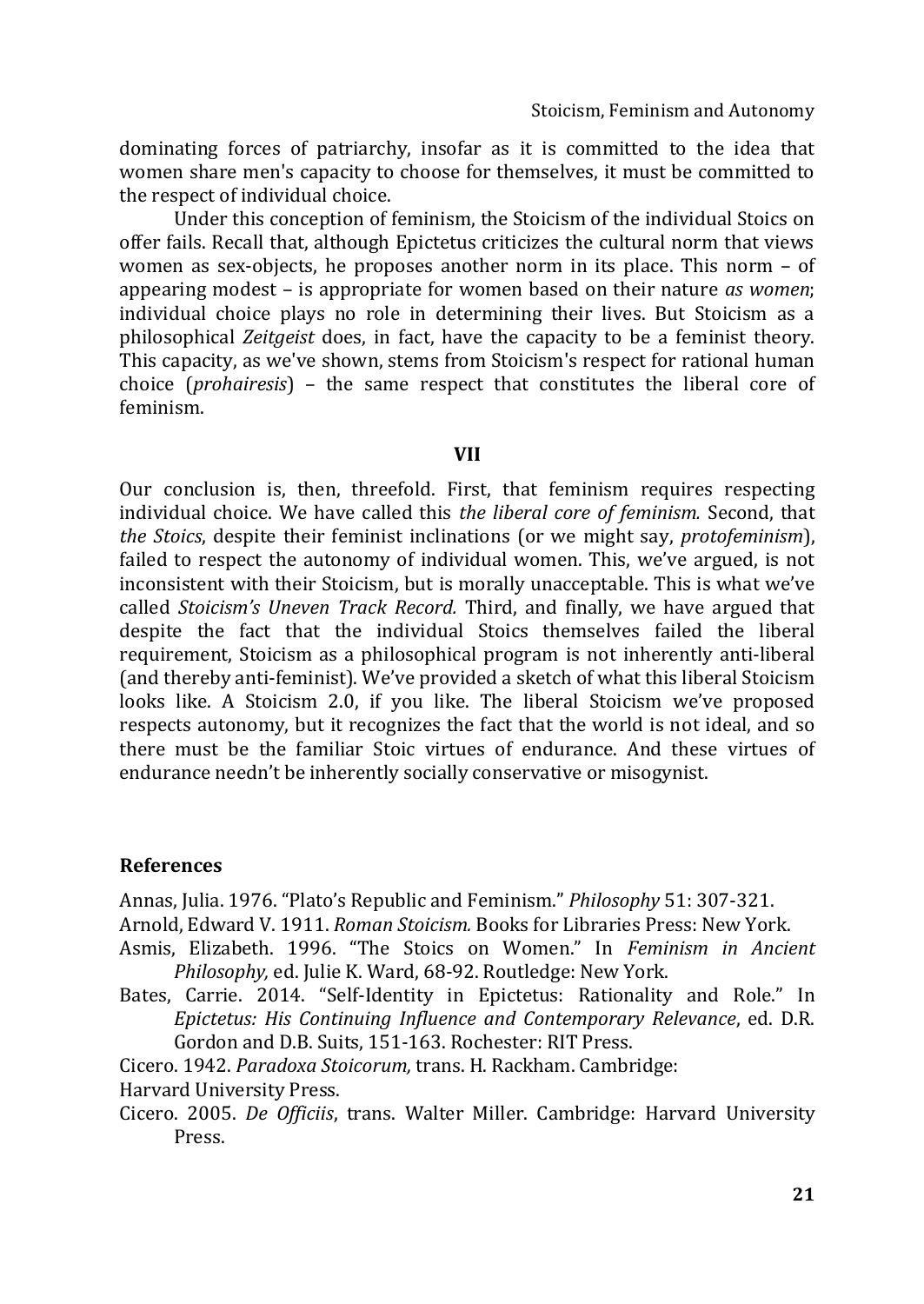dominating forces of patriarchy, insofar as it is committed to the idea that women share men's capacity to choose for themselves, it must be committed to the respect of individual choice.

Under this conception of feminism, the Stoicism of the individual Stoics on offer fails. Recall that, although Epictetus criticizes the cultural norm that views women as sex-objects, he proposes another norm in its place. This norm – of appearing modest – is appropriate for women based on their nature *as women*; individual choice plays no role in determining their lives. But Stoicism as a philosophical *Zeitgeist* does, in fact, have the capacity to be a feminist theory. This capacity, as we've shown, stems from Stoicism's respect for rational human choice (*prohairesis*) – the same respect that constitutes the liberal core of feminism.

## VII

Our conclusion is, then, threefold. First, that feminism requires respecting individual choice. We have called this *the liberal core of feminism.* Second, that *the Stoics*, despite their feminist inclinations (or we might say, *protofeminism*), failed to respect the autonomy of individual women. This, we've argued, is not inconsistent with their Stoicism, but is morally unacceptable. This is what we've called *Stoicism's Uneven Track Record.* Third, and finally, we have argued that despite the fact that the individual Stoics themselves failed the liberal requirement, Stoicism as a philosophical program is not inherently anti-liberal (and thereby anti-feminist). We've provided a sketch of what this liberal Stoicism looks like. A Stoicism 2.0, if you like. The liberal Stoicism we've proposed respects autonomy, but it recognizes the fact that the world is not ideal, and so there must be the familiar Stoic virtues of endurance. And these virtues of endurance needn't be inherently socially conservative or misogynist.

## References

Annas, Julia. 1976. "Plato's Republic and Feminism." *Philosophy* 51: 307-321.

Arnold, Edward V. 1911. *Roman Stoicism.* Books for Libraries Press: New York.

Asmis, Elizabeth. 1996. "The Stoics on Women." In *Feminism in Ancient Philosophy,* ed. Julie K. Ward, 68-92. Routledge: New York.

Bates, Carrie. 2014. "Self-Identity in Epictetus: Rationality and Role." In *Epictetus: His Continuing Influence and Contemporary Relevance*, ed. D.R. Gordon and D.B. Suits, 151-163. Rochester: RIT Press.

Cicero. 1942. *Paradoxa Stoicorum,* trans. H. Rackham. Cambridge: Harvard University Press.

Cicero. 2005. *De Officiis*, trans. Walter Miller. Cambridge: Harvard University Press.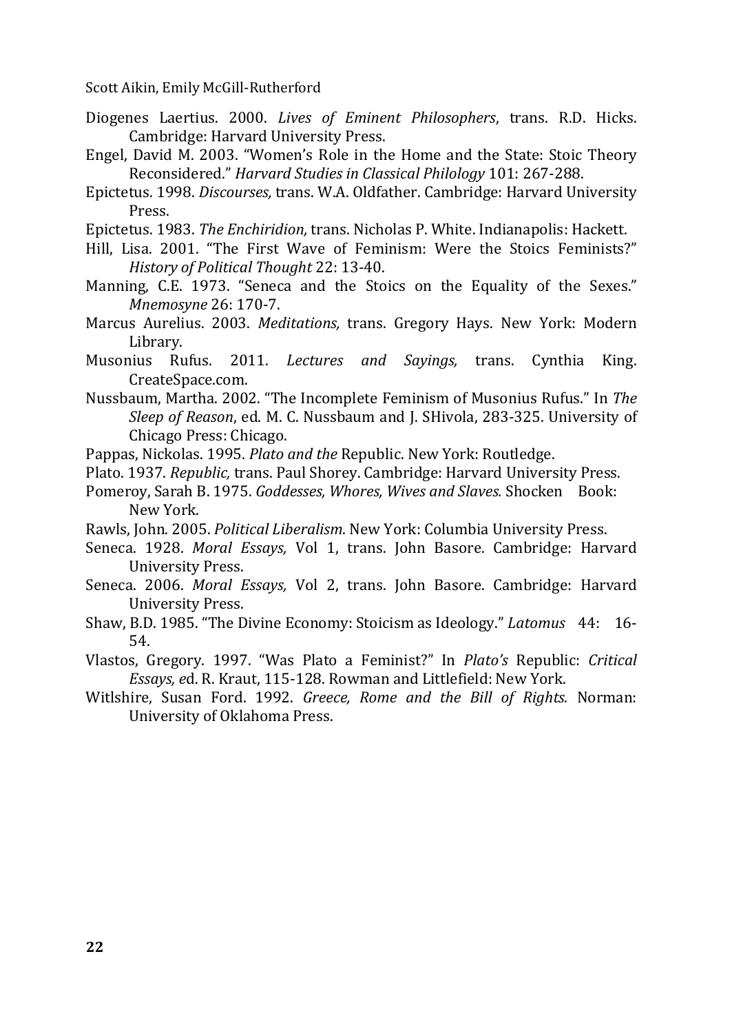Diogenes Laertius. 2000. *Lives of Eminent Philosophers*, trans. R.D. Hicks. Cambridge: Harvard University Press.

Engel, David M. 2003. "Women's Role in the Home and the State: Stoic Theory Reconsidered." *Harvard Studies in Classical Philology* 101: 267-288.

Epictetus. 1998. *Discourses,* trans. W.A. Oldfather. Cambridge: Harvard University Press.

Epictetus. 1983. *The Enchiridion,* trans. Nicholas P. White. Indianapolis: Hackett.

Hill, Lisa. 2001. "The First Wave of Feminism: Were the Stoics Feminists?" *History of Political Thought* 22: 13-40.

Manning, C.E. 1973. "Seneca and the Stoics on the Equality of the Sexes." *Mnemosyne* 26: 170-7.

Marcus Aurelius. 2003. *Meditations,* trans. Gregory Hays. New York: Modern Library.

Musonius Rufus. 2011. *Lectures and Sayings,* trans. Cynthia King. CreateSpace.com.

Nussbaum, Martha. 2002. "The Incomplete Feminism of Musonius Rufus." In *The Sleep of Reason*, ed. M. C. Nussbaum and J. SHivola, 283-325. University of Chicago Press: Chicago.

Pappas, Nickolas. 1995. *Plato and the* Republic. New York: Routledge.

Plato. 1937. *Republic,* trans. Paul Shorey. Cambridge: Harvard University Press.

Pomeroy, Sarah B. 1975. *Goddesses, Whores, Wives and Slaves.* Shocken Book: New York.

Rawls, John. 2005. *Political Liberalism*. New York: Columbia University Press.

Seneca. 1928. *Moral Essays,* Vol 1, trans. John Basore. Cambridge: Harvard University Press.

Seneca. 2006. *Moral Essays,* Vol 2, trans. John Basore. Cambridge: Harvard University Press.

Shaw, B.D. 1985. "The Divine Economy: Stoicism as Ideology." *Latomus* 44: 16-54.

Vlastos, Gregory. 1997. "Was Plato a Feminist?" In *Plato's* Republic: *Critical Essays, e*d. R. Kraut, 115-128. Rowman and Littlefield: New York.

Witlshire, Susan Ford. 1992. *Greece, Rome and the Bill of Rights.* Norman: University of Oklahoma Press.